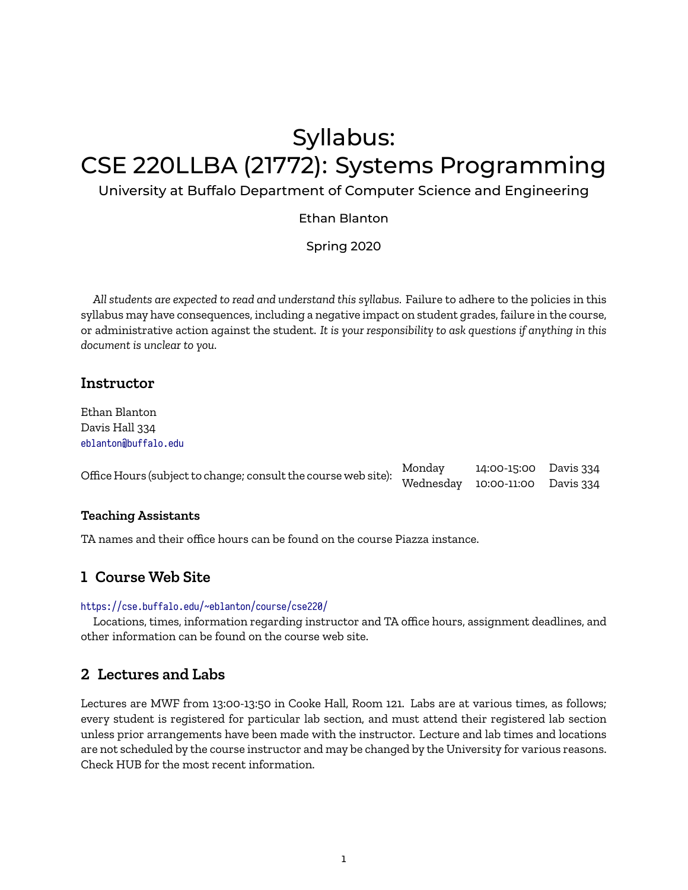# Syllabus: CSE 220LLBA (21772): Systems Programming

University at Buffalo Department of Computer Science and Engineering

Ethan Blanton

Spring 2020

*All students are expected to read and understand this syllabus.* Failure to adhere to the policies in this syllabus may have consequences, including a negative impact on student grades, failure in the course, or administrative action against the student. *It is your responsibility to ask questions if anything in this document is unclear to you.*

## Instructor

Ethan Blanton
Davis Hall 334
eblanton@buffalo.edu

Office Hours (subject to change; consult the course web site):

| | | |
|---|---|---|
| Monday | 14:00-15:00 | Davis 334 |
| Wednesday | 10:00-11:00 | Davis 334 |

### Teaching Assistants

TA names and their office hours can be found on the course Piazza instance.

## 1 Course Web Site

https://cse.buffalo.edu/~eblanton/course/cse220/

Locations, times, information regarding instructor and TA office hours, assignment deadlines, and other information can be found on the course web site.

## 2 Lectures and Labs

Lectures are MWF from 13:00-13:50 in Cooke Hall, Room 121. Labs are at various times, as follows; every student is registered for particular lab section, and must attend their registered lab section unless prior arrangements have been made with the instructor. Lecture and lab times and locations are not scheduled by the course instructor and may be changed by the University for various reasons. Check HUB for the most recent information.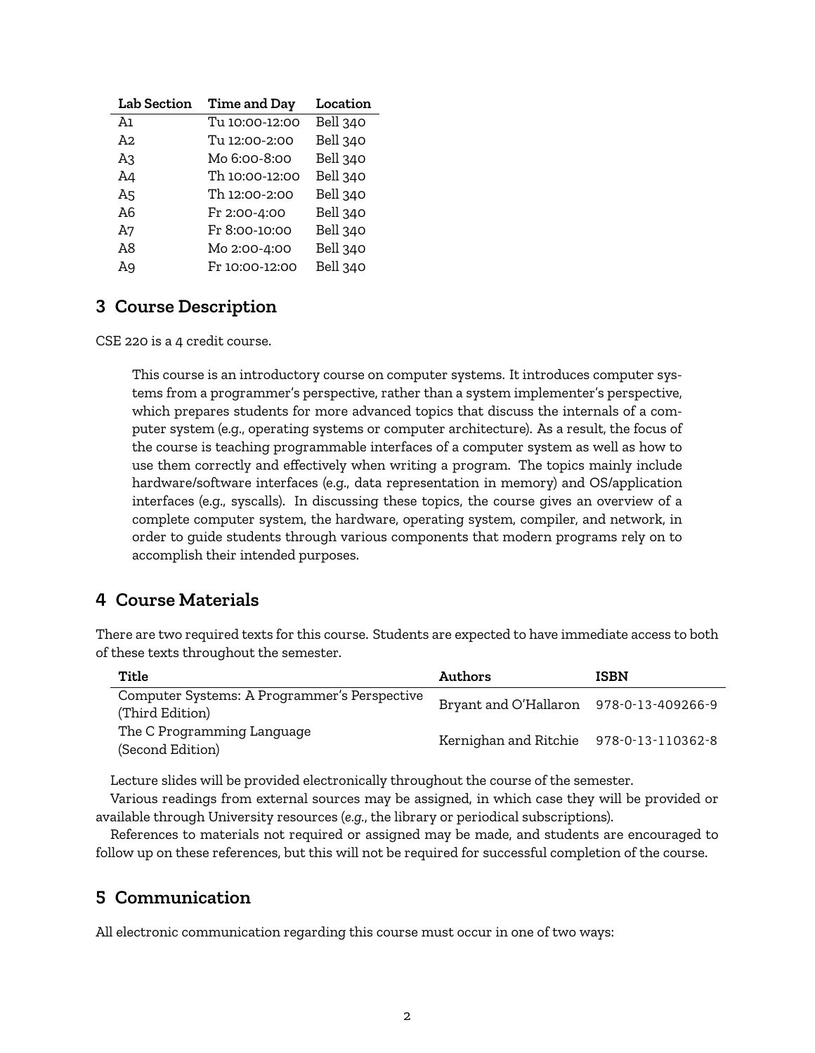| Lab Section | Time and Day | Location |
|---|---|---|
| A1 | Tu 10:00-12:00 | Bell 340 |
| A2 | Tu 12:00-2:00 | Bell 340 |
| A3 | Mo 6:00-8:00 | Bell 340 |
| A4 | Th 10:00-12:00 | Bell 340 |
| A5 | Th 12:00-2:00 | Bell 340 |
| A6 | Fr 2:00-4:00 | Bell 340 |
| A7 | Fr 8:00-10:00 | Bell 340 |
| A8 | Mo 2:00-4:00 | Bell 340 |
| A9 | Fr 10:00-12:00 | Bell 340 |

## 3 Course Description

CSE 220 is a 4 credit course.

> This course is an introductory course on computer systems. It introduces computer systems from a programmer's perspective, rather than a system implementer's perspective, which prepares students for more advanced topics that discuss the internals of a computer system (e.g., operating systems or computer architecture). As a result, the focus of the course is teaching programmable interfaces of a computer system as well as how to use them correctly and effectively when writing a program. The topics mainly include hardware/software interfaces (e.g., data representation in memory) and OS/application interfaces (e.g., syscalls). In discussing these topics, the course gives an overview of a complete computer system, the hardware, operating system, compiler, and network, in order to guide students through various components that modern programs rely on to accomplish their intended purposes.

## 4 Course Materials

There are two required texts for this course. Students are expected to have immediate access to both of these texts throughout the semester.

| Title | Authors | ISBN |
|---|---|---|
| Computer Systems: A Programmer's Perspective (Third Edition) | Bryant and O'Hallaron | 978-0-13-409266-9 |
| The C Programming Language (Second Edition) | Kernighan and Ritchie | 978-0-13-110362-8 |

Lecture slides will be provided electronically throughout the course of the semester.

Various readings from external sources may be assigned, in which case they will be provided or available through University resources (*e.g.*, the library or periodical subscriptions).

References to materials not required or assigned may be made, and students are encouraged to follow up on these references, but this will not be required for successful completion of the course.

## 5 Communication

All electronic communication regarding this course must occur in one of two ways: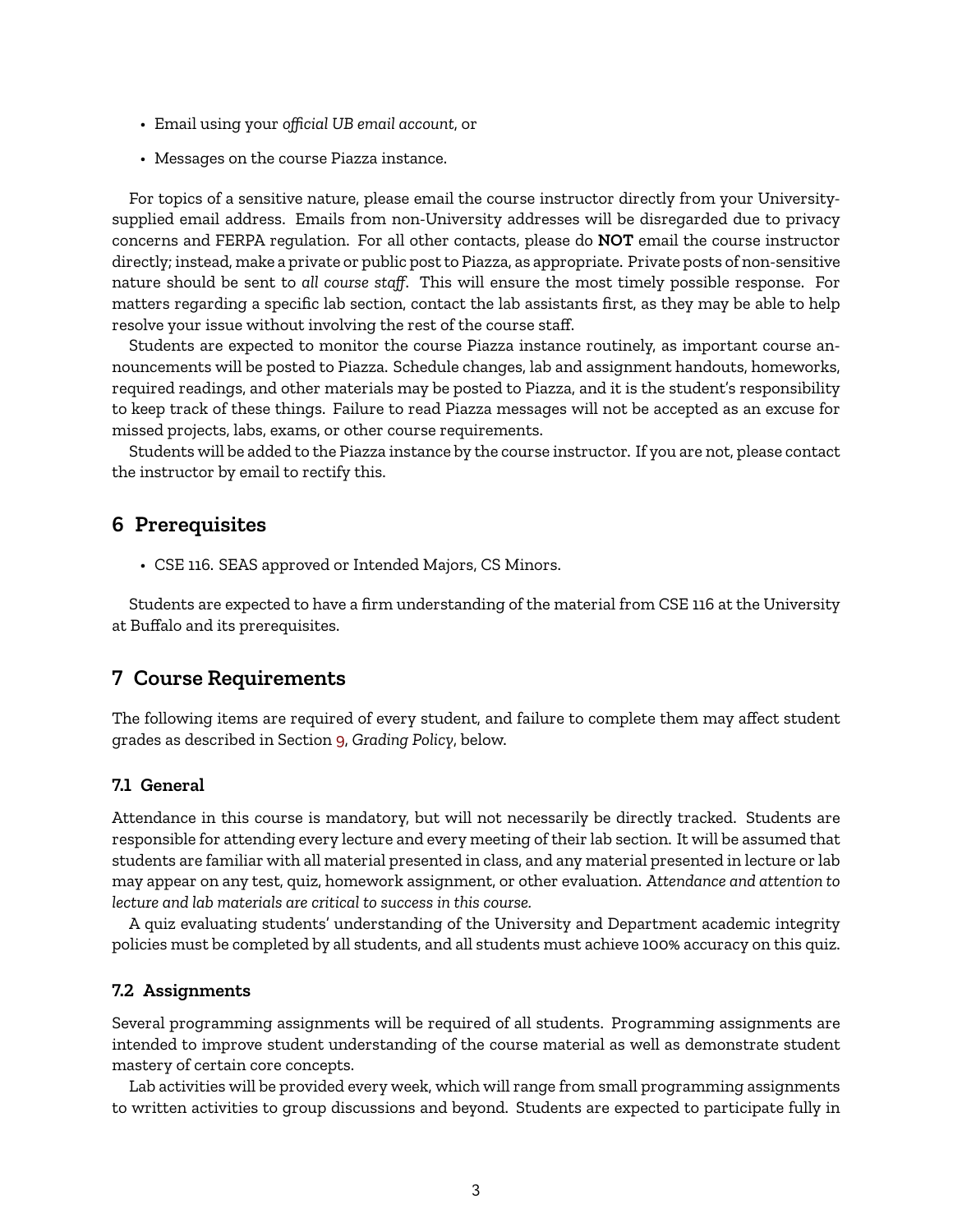- Email using your *official UB email account*, or
- Messages on the course Piazza instance.

For topics of a sensitive nature, please email the course instructor directly from your University-supplied email address. Emails from non-University addresses will be disregarded due to privacy concerns and FERPA regulation. For all other contacts, please do **NOT** email the course instructor directly; instead, make a private or public post to Piazza, as appropriate. Private posts of non-sensitive nature should be sent to *all course staff*. This will ensure the most timely possible response. For matters regarding a specific lab section, contact the lab assistants first, as they may be able to help resolve your issue without involving the rest of the course staff.

Students are expected to monitor the course Piazza instance routinely, as important course announcements will be posted to Piazza. Schedule changes, lab and assignment handouts, homeworks, required readings, and other materials may be posted to Piazza, and it is the student's responsibility to keep track of these things. Failure to read Piazza messages will not be accepted as an excuse for missed projects, labs, exams, or other course requirements.

Students will be added to the Piazza instance by the course instructor. If you are not, please contact the instructor by email to rectify this.

## 6 Prerequisites

- CSE 116. SEAS approved or Intended Majors, CS Minors.

Students are expected to have a firm understanding of the material from CSE 116 at the University at Buffalo and its prerequisites.

## 7 Course Requirements

The following items are required of every student, and failure to complete them may affect student grades as described in Section 9, *Grading Policy*, below.

### 7.1 General

Attendance in this course is mandatory, but will not necessarily be directly tracked. Students are responsible for attending every lecture and every meeting of their lab section. It will be assumed that students are familiar with all material presented in class, and any material presented in lecture or lab may appear on any test, quiz, homework assignment, or other evaluation. *Attendance and attention to lecture and lab materials are critical to success in this course.*

A quiz evaluating students' understanding of the University and Department academic integrity policies must be completed by all students, and all students must achieve 100% accuracy on this quiz.

### 7.2 Assignments

Several programming assignments will be required of all students. Programming assignments are intended to improve student understanding of the course material as well as demonstrate student mastery of certain core concepts.

Lab activities will be provided every week, which will range from small programming assignments to written activities to group discussions and beyond. Students are expected to participate fully in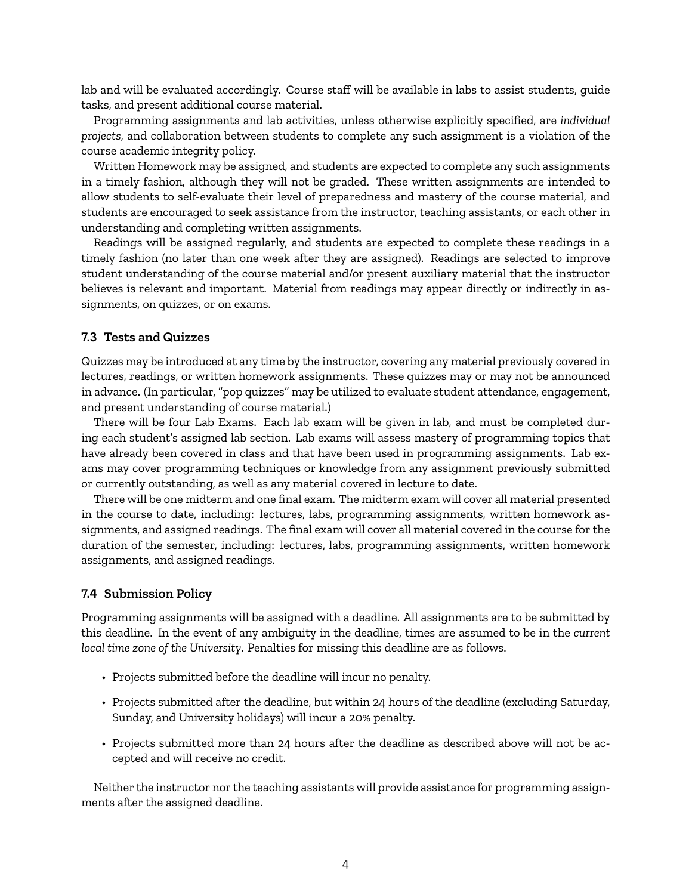lab and will be evaluated accordingly. Course staff will be available in labs to assist students, guide tasks, and present additional course material.

Programming assignments and lab activities, unless otherwise explicitly specified, are *individual projects*, and collaboration between students to complete any such assignment is a violation of the course academic integrity policy.

Written Homework may be assigned, and students are expected to complete any such assignments in a timely fashion, although they will not be graded. These written assignments are intended to allow students to self-evaluate their level of preparedness and mastery of the course material, and students are encouraged to seek assistance from the instructor, teaching assistants, or each other in understanding and completing written assignments.

Readings will be assigned regularly, and students are expected to complete these readings in a timely fashion (no later than one week after they are assigned). Readings are selected to improve student understanding of the course material and/or present auxiliary material that the instructor believes is relevant and important. Material from readings may appear directly or indirectly in assignments, on quizzes, or on exams.

### 7.3 Tests and Quizzes

Quizzes may be introduced at any time by the instructor, covering any material previously covered in lectures, readings, or written homework assignments. These quizzes may or may not be announced in advance. (In particular, "pop quizzes" may be utilized to evaluate student attendance, engagement, and present understanding of course material.)

There will be four Lab Exams. Each lab exam will be given in lab, and must be completed during each student's assigned lab section. Lab exams will assess mastery of programming topics that have already been covered in class and that have been used in programming assignments. Lab exams may cover programming techniques or knowledge from any assignment previously submitted or currently outstanding, as well as any material covered in lecture to date.

There will be one midterm and one final exam. The midterm exam will cover all material presented in the course to date, including: lectures, labs, programming assignments, written homework assignments, and assigned readings. The final exam will cover all material covered in the course for the duration of the semester, including: lectures, labs, programming assignments, written homework assignments, and assigned readings.

### 7.4 Submission Policy

Programming assignments will be assigned with a deadline. All assignments are to be submitted by this deadline. In the event of any ambiguity in the deadline, times are assumed to be in the *current local time zone of the University*. Penalties for missing this deadline are as follows.

- Projects submitted before the deadline will incur no penalty.
- Projects submitted after the deadline, but within 24 hours of the deadline (excluding Saturday, Sunday, and University holidays) will incur a 20% penalty.
- Projects submitted more than 24 hours after the deadline as described above will not be accepted and will receive no credit.

Neither the instructor nor the teaching assistants will provide assistance for programming assignments after the assigned deadline.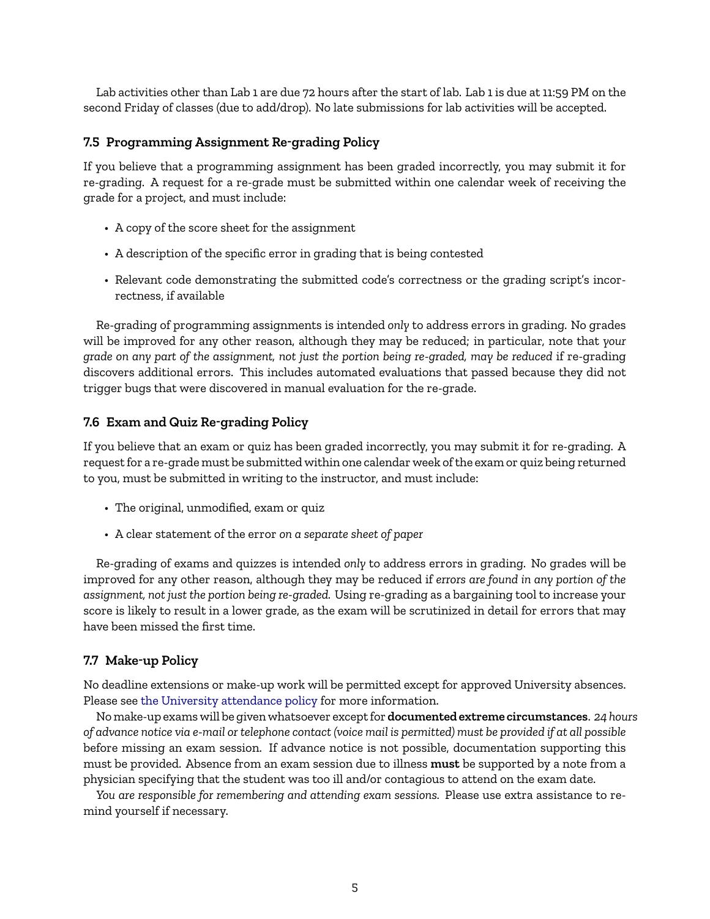Lab activities other than Lab 1 are due 72 hours after the start of lab. Lab 1 is due at 11:59 PM on the second Friday of classes (due to add/drop). No late submissions for lab activities will be accepted.

### 7.5 Programming Assignment Re-grading Policy

If you believe that a programming assignment has been graded incorrectly, you may submit it for re-grading. A request for a re-grade must be submitted within one calendar week of receiving the grade for a project, and must include:

- A copy of the score sheet for the assignment
- A description of the specific error in grading that is being contested
- Relevant code demonstrating the submitted code's correctness or the grading script's incorrectness, if available

Re-grading of programming assignments is intended *only* to address errors in grading. No grades will be improved for any other reason, although they may be reduced; in particular, note that *your grade on any part of the assignment, not just the portion being re-graded, may be reduced* if re-grading discovers additional errors. This includes automated evaluations that passed because they did not trigger bugs that were discovered in manual evaluation for the re-grade.

### 7.6 Exam and Quiz Re-grading Policy

If you believe that an exam or quiz has been graded incorrectly, you may submit it for re-grading. A request for a re-grade must be submitted within one calendar week of the exam or quiz being returned to you, must be submitted in writing to the instructor, and must include:

- The original, unmodified, exam or quiz
- A clear statement of the error *on a separate sheet of paper*

Re-grading of exams and quizzes is intended *only* to address errors in grading. No grades will be improved for any other reason, although they may be reduced if *errors are found in any portion of the assignment, not just the portion being re-graded.* Using re-grading as a bargaining tool to increase your score is likely to result in a lower grade, as the exam will be scrutinized in detail for errors that may have been missed the first time.

### 7.7 Make-up Policy

No deadline extensions or make-up work will be permitted except for approved University absences. Please see the University attendance policy for more information.

No make-up exams will be given whatsoever except for **documented extreme circumstances**. *24 hours of advance notice via e-mail or telephone contact (voice mail is permitted) must be provided if at all possible* before missing an exam session. If advance notice is not possible, documentation supporting this must be provided. Absence from an exam session due to illness **must** be supported by a note from a physician specifying that the student was too ill and/or contagious to attend on the exam date.

*You are responsible for remembering and attending exam sessions.* Please use extra assistance to remind yourself if necessary.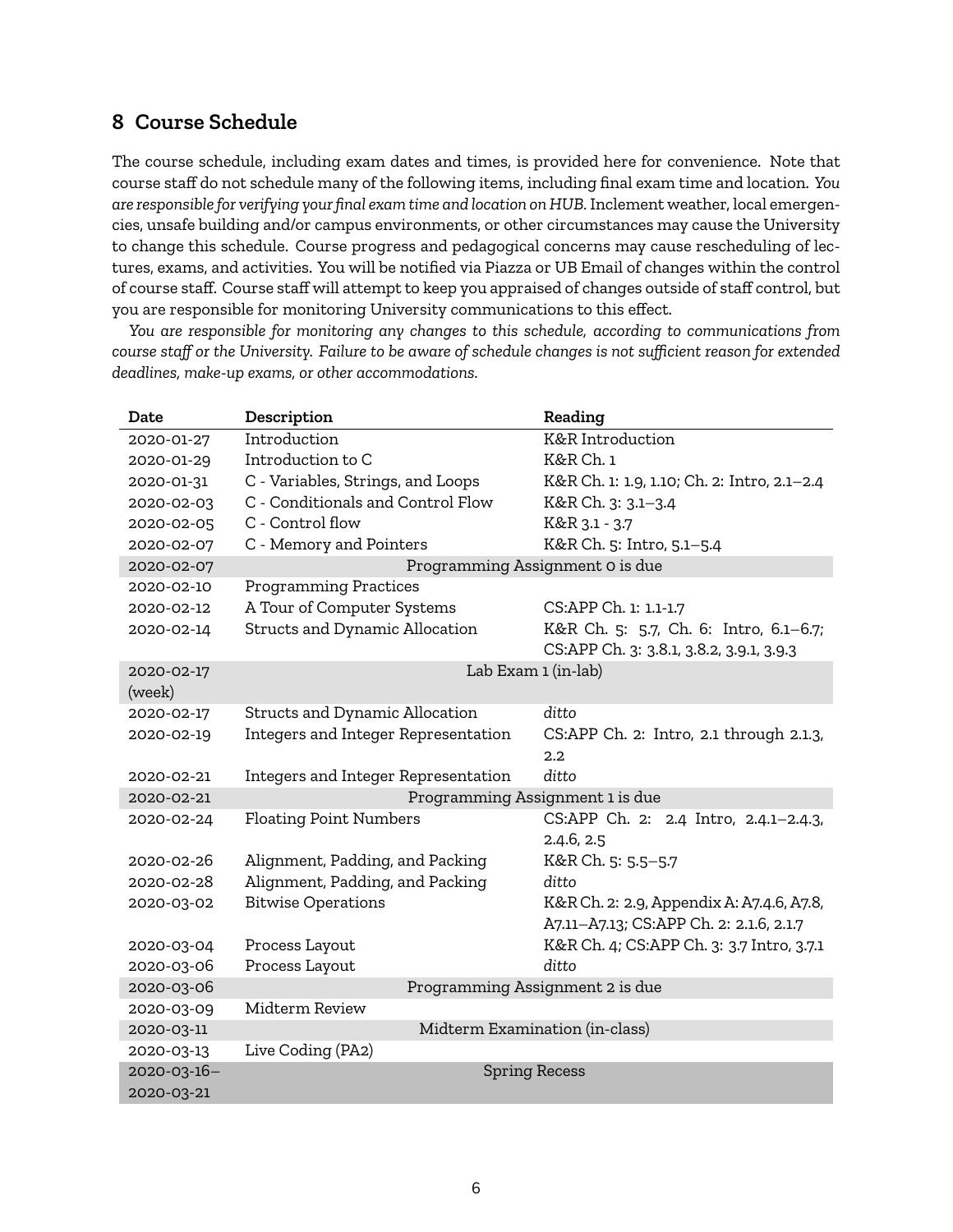## 8 Course Schedule

The course schedule, including exam dates and times, is provided here for convenience. Note that course staff do not schedule many of the following items, including final exam time and location. *You are responsible for verifying your final exam time and location on HUB.* Inclement weather, local emergencies, unsafe building and/or campus environments, or other circumstances may cause the University to change this schedule. Course progress and pedagogical concerns may cause rescheduling of lectures, exams, and activities. You will be notified via Piazza or UB Email of changes within the control of course staff. Course staff will attempt to keep you appraised of changes outside of staff control, but you are responsible for monitoring University communications to this effect.

*You are responsible for monitoring any changes to this schedule, according to communications from course staff or the University. Failure to be aware of schedule changes is not sufficient reason for extended deadlines, make-up exams, or other accommodations.*

| Date | Description | Reading |
|---|---|---|
| 2020-01-27 | Introduction | K&R Introduction |
| 2020-01-29 | Introduction to C | K&R Ch. 1 |
| 2020-01-31 | C - Variables, Strings, and Loops | K&R Ch. 1: 1.9, 1.10; Ch. 2: Intro, 2.1–2.4 |
| 2020-02-03 | C - Conditionals and Control Flow | K&R Ch. 3: 3.1–3.4 |
| 2020-02-05 | C - Control flow | K&R 3.1 - 3.7 |
| 2020-02-07 | C - Memory and Pointers | K&R Ch. 5: Intro, 5.1–5.4 |
| 2020-02-07 | Programming Assignment 0 is due | |
| 2020-02-10 | Programming Practices | |
| 2020-02-12 | A Tour of Computer Systems | CS:APP Ch. 1: 1.1-1.7 |
| 2020-02-14 | Structs and Dynamic Allocation | K&R Ch. 5: 5.7, Ch. 6: Intro, 6.1–6.7; CS:APP Ch. 3: 3.8.1, 3.8.2, 3.9.1, 3.9.3 |
| 2020-02-17 (week) | Lab Exam 1 (in-lab) | |
| 2020-02-17 | Structs and Dynamic Allocation | *ditto* |
| 2020-02-19 | Integers and Integer Representation | CS:APP Ch. 2: Intro, 2.1 through 2.1.3, 2.2 |
| 2020-02-21 | Integers and Integer Representation | *ditto* |
| 2020-02-21 | Programming Assignment 1 is due | |
| 2020-02-24 | Floating Point Numbers | CS:APP Ch. 2: 2.4 Intro, 2.4.1–2.4.3, 2.4.6, 2.5 |
| 2020-02-26 | Alignment, Padding, and Packing | K&R Ch. 5: 5.5–5.7 |
| 2020-02-28 | Alignment, Padding, and Packing | *ditto* |
| 2020-03-02 | Bitwise Operations | K&R Ch. 2: 2.9, Appendix A: A7.4.6, A7.8, A7.11–A7.13; CS:APP Ch. 2: 2.1.6, 2.1.7 |
| 2020-03-04 | Process Layout | K&R Ch. 4; CS:APP Ch. 3: 3.7 Intro, 3.7.1 |
| 2020-03-06 | Process Layout | *ditto* |
| 2020-03-06 | Programming Assignment 2 is due | |
| 2020-03-09 | Midterm Review | |
| 2020-03-11 | Midterm Examination (in-class) | |
| 2020-03-13 | Live Coding (PA2) | |
| 2020-03-16–2020-03-21 | Spring Recess | |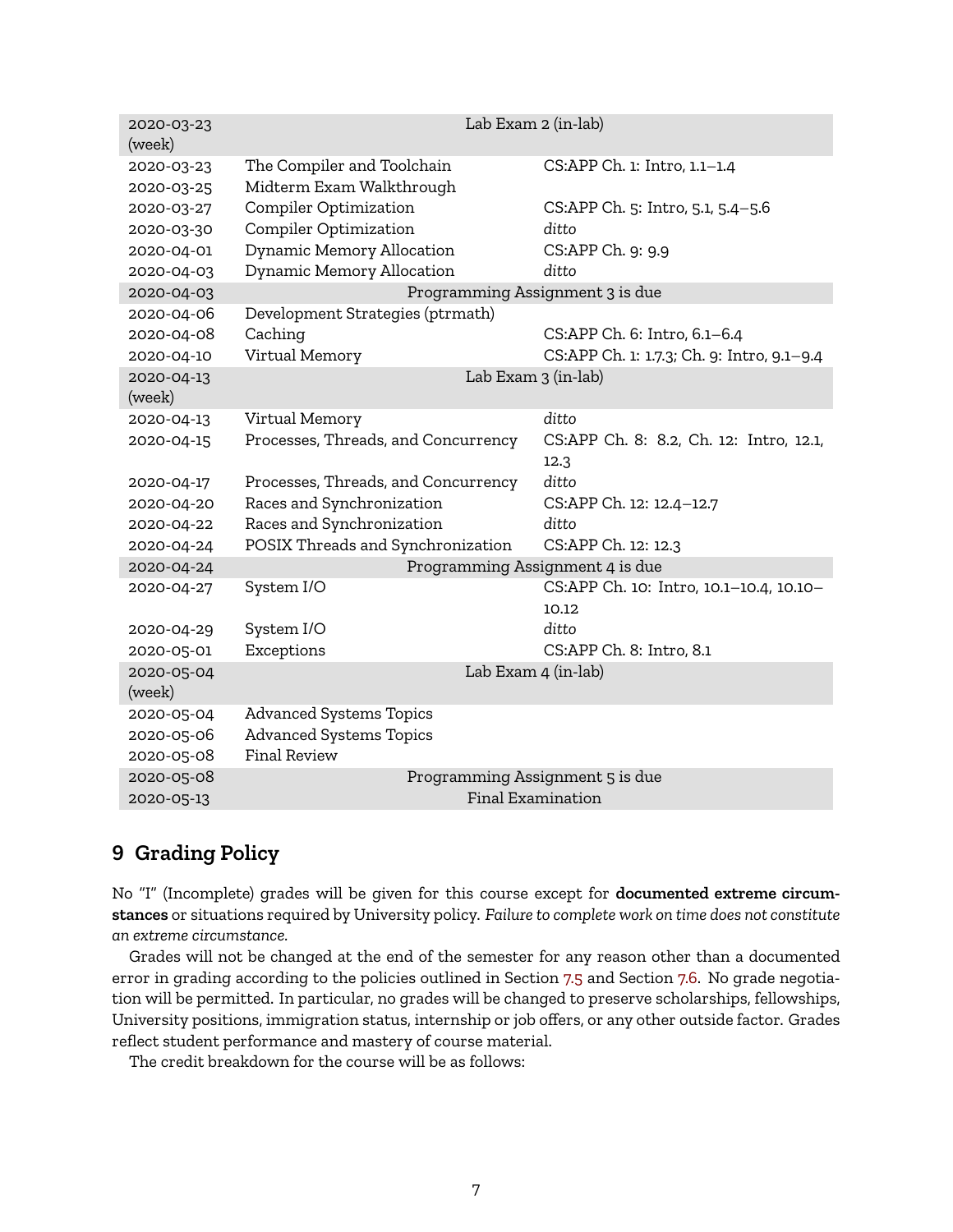| | | |
|---|---|---|
| 2020-03-23 (week) | Lab Exam 2 (in-lab) | |
| 2020-03-23 | The Compiler and Toolchain | CS:APP Ch. 1: Intro, 1.1–1.4 |
| 2020-03-25 | Midterm Exam Walkthrough | |
| 2020-03-27 | Compiler Optimization | CS:APP Ch. 5: Intro, 5.1, 5.4–5.6 |
| 2020-03-30 | Compiler Optimization | *ditto* |
| 2020-04-01 | Dynamic Memory Allocation | CS:APP Ch. 9: 9.9 |
| 2020-04-03 | Dynamic Memory Allocation | *ditto* |
| 2020-04-03 | Programming Assignment 3 is due | |
| 2020-04-06 | Development Strategies (ptrmath) | |
| 2020-04-08 | Caching | CS:APP Ch. 6: Intro, 6.1–6.4 |
| 2020-04-10 | Virtual Memory | CS:APP Ch. 1: 1.7.3; Ch. 9: Intro, 9.1–9.4 |
| 2020-04-13 (week) | Lab Exam 3 (in-lab) | |
| 2020-04-13 | Virtual Memory | *ditto* |
| 2020-04-15 | Processes, Threads, and Concurrency | CS:APP Ch. 8: 8.2, Ch. 12: Intro, 12.1, 12.3 |
| 2020-04-17 | Processes, Threads, and Concurrency | *ditto* |
| 2020-04-20 | Races and Synchronization | CS:APP Ch. 12: 12.4–12.7 |
| 2020-04-22 | Races and Synchronization | *ditto* |
| 2020-04-24 | POSIX Threads and Synchronization | CS:APP Ch. 12: 12.3 |
| 2020-04-24 | Programming Assignment 4 is due | |
| 2020-04-27 | System I/O | CS:APP Ch. 10: Intro, 10.1–10.4, 10.10–10.12 |
| 2020-04-29 | System I/O | *ditto* |
| 2020-05-01 | Exceptions | CS:APP Ch. 8: Intro, 8.1 |
| 2020-05-04 (week) | Lab Exam 4 (in-lab) | |
| 2020-05-04 | Advanced Systems Topics | |
| 2020-05-06 | Advanced Systems Topics | |
| 2020-05-08 | Final Review | |
| 2020-05-08 | Programming Assignment 5 is due | |
| 2020-05-13 | Final Examination | |

## 9 Grading Policy

No "I" (Incomplete) grades will be given for this course except for **documented extreme circumstances** or situations required by University policy. *Failure to complete work on time does not constitute an extreme circumstance.*

Grades will not be changed at the end of the semester for any reason other than a documented error in grading according to the policies outlined in Section 7.5 and Section 7.6. No grade negotiation will be permitted. In particular, no grades will be changed to preserve scholarships, fellowships, University positions, immigration status, internship or job offers, or any other outside factor. Grades reflect student performance and mastery of course material.

The credit breakdown for the course will be as follows: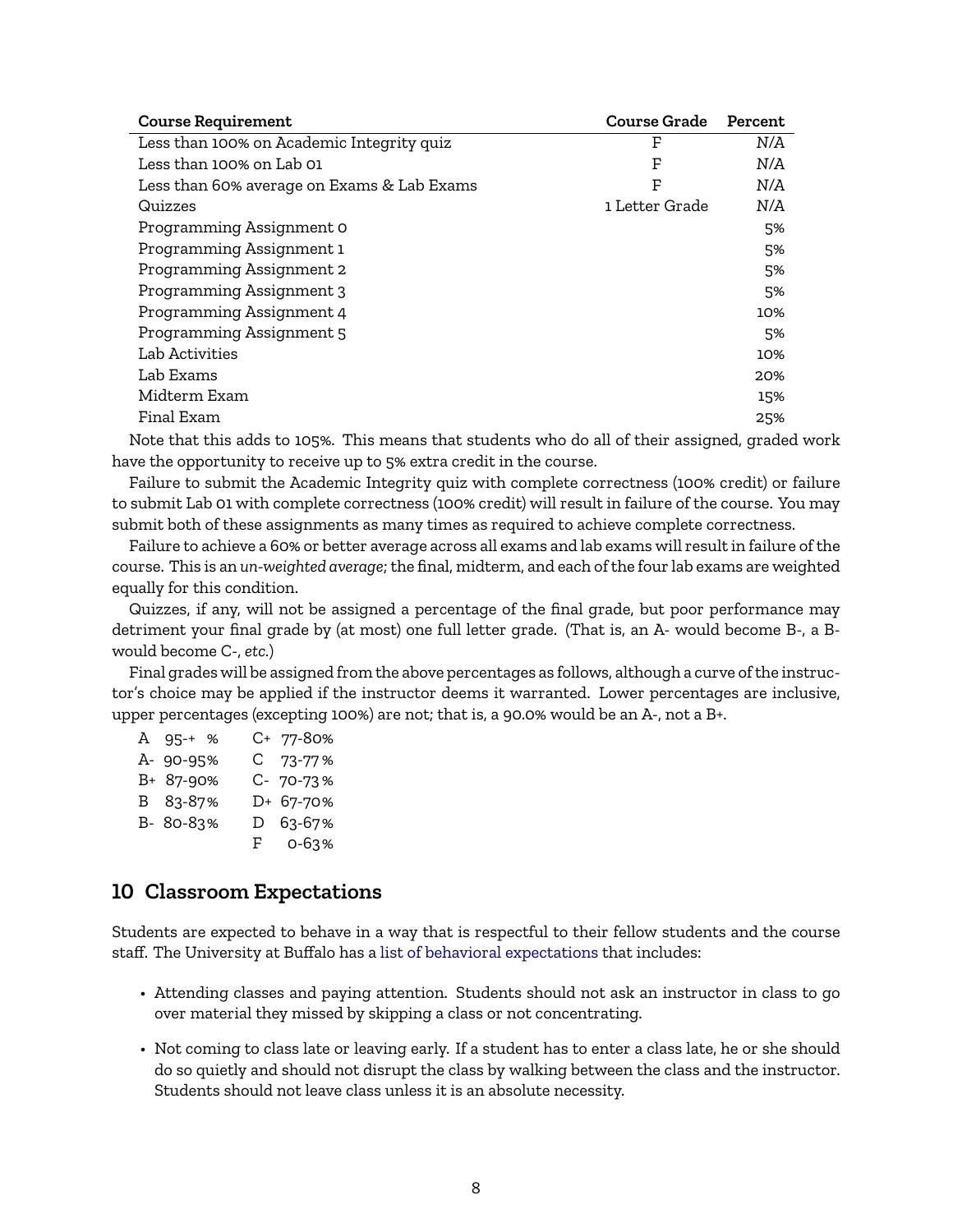| Course Requirement | Course Grade | Percent |
|---|---|---|
| Less than 100% on Academic Integrity quiz | F | N/A |
| Less than 100% on Lab 01 | F | N/A |
| Less than 60% average on Exams & Lab Exams | F | N/A |
| Quizzes | 1 Letter Grade | N/A |
| Programming Assignment 0 | | 5% |
| Programming Assignment 1 | | 5% |
| Programming Assignment 2 | | 5% |
| Programming Assignment 3 | | 5% |
| Programming Assignment 4 | | 10% |
| Programming Assignment 5 | | 5% |
| Lab Activities | | 10% |
| Lab Exams | | 20% |
| Midterm Exam | | 15% |
| Final Exam | | 25% |

Note that this adds to 105%. This means that students who do all of their assigned, graded work have the opportunity to receive up to 5% extra credit in the course.

Failure to submit the Academic Integrity quiz with complete correctness (100% credit) or failure to submit Lab 01 with complete correctness (100% credit) will result in failure of the course. You may submit both of these assignments as many times as required to achieve complete correctness.

Failure to achieve a 60% or better average across all exams and lab exams will result in failure of the course. This is an *un-weighted average*; the final, midterm, and each of the four lab exams are weighted equally for this condition.

Quizzes, if any, will not be assigned a percentage of the final grade, but poor performance may detriment your final grade by (at most) one full letter grade. (That is, an A- would become B-, a B- would become C-, *etc.*)

Final grades will be assigned from the above percentages as follows, although a curve of the instructor's choice may be applied if the instructor deems it warranted. Lower percentages are inclusive, upper percentages (excepting 100%) are not; that is, a 90.0% would be an A-, not a B+.

| Grade | Range | Grade | Range |
|---|---|---|---|
| A | 95-+ % | C+ | 77-80% |
| A- | 90-95% | C | 73-77% |
| B+ | 87-90% | C- | 70-73% |
| B | 83-87% | D+ | 67-70% |
| B- | 80-83% | D | 63-67% |
| | | F | 0-63% |

## 10 Classroom Expectations

Students are expected to behave in a way that is respectful to their fellow students and the course staff. The University at Buffalo has a list of behavioral expectations that includes:

- Attending classes and paying attention. Students should not ask an instructor in class to go over material they missed by skipping a class or not concentrating.
- Not coming to class late or leaving early. If a student has to enter a class late, he or she should do so quietly and should not disrupt the class by walking between the class and the instructor. Students should not leave class unless it is an absolute necessity.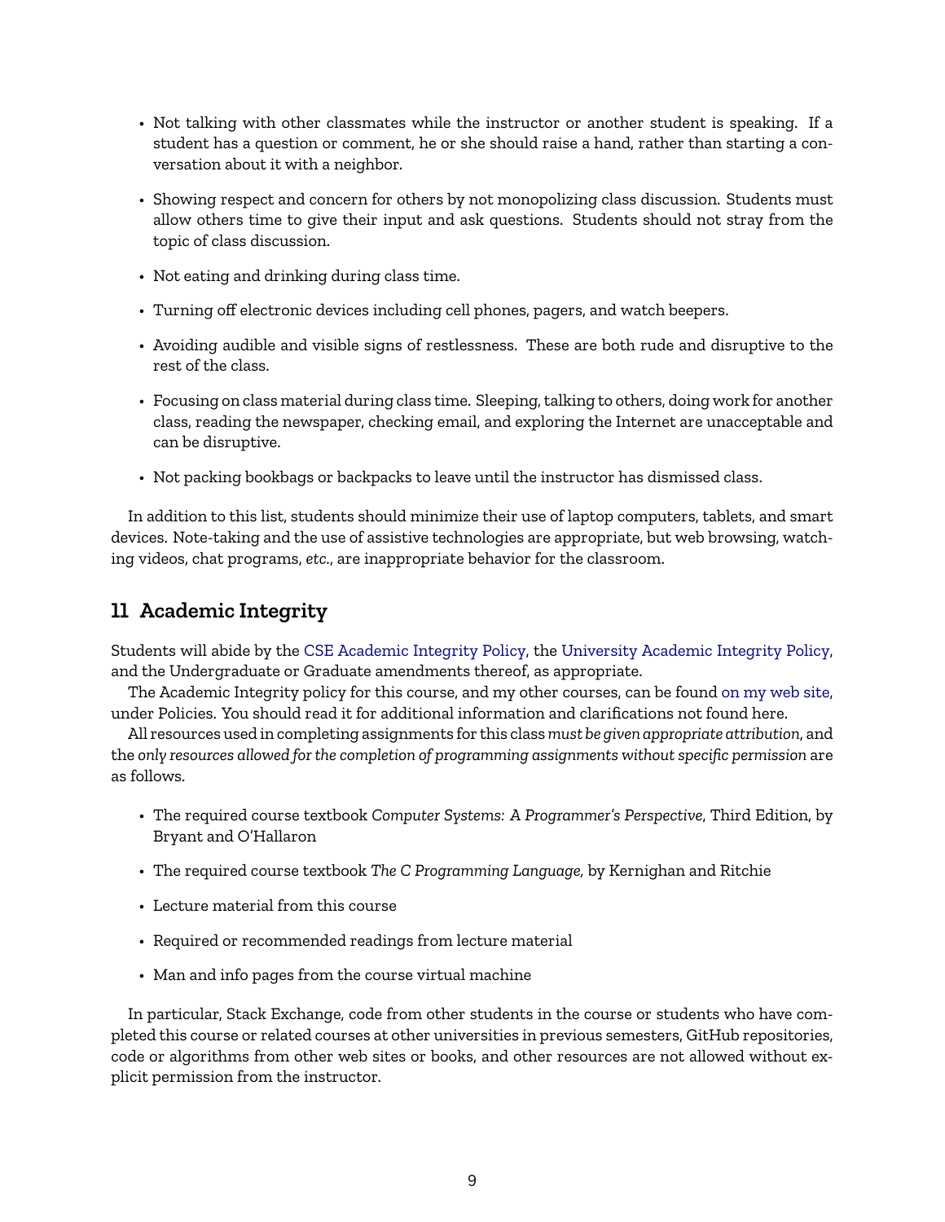- Not talking with other classmates while the instructor or another student is speaking. If a student has a question or comment, he or she should raise a hand, rather than starting a conversation about it with a neighbor.
- Showing respect and concern for others by not monopolizing class discussion. Students must allow others time to give their input and ask questions. Students should not stray from the topic of class discussion.
- Not eating and drinking during class time.
- Turning off electronic devices including cell phones, pagers, and watch beepers.
- Avoiding audible and visible signs of restlessness. These are both rude and disruptive to the rest of the class.
- Focusing on class material during class time. Sleeping, talking to others, doing work for another class, reading the newspaper, checking email, and exploring the Internet are unacceptable and can be disruptive.
- Not packing bookbags or backpacks to leave until the instructor has dismissed class.

In addition to this list, students should minimize their use of laptop computers, tablets, and smart devices. Note-taking and the use of assistive technologies are appropriate, but web browsing, watching videos, chat programs, *etc.*, are inappropriate behavior for the classroom.

## 11 Academic Integrity

Students will abide by the CSE Academic Integrity Policy, the University Academic Integrity Policy, and the Undergraduate or Graduate amendments thereof, as appropriate.

The Academic Integrity policy for this course, and my other courses, can be found on my web site, under Policies. You should read it for additional information and clarifications not found here.

All resources used in completing assignments for this class *must be given appropriate attribution*, and the *only resources allowed for the completion of programming assignments without specific permission* are as follows.

- The required course textbook *Computer Systems: A Programmer's Perspective*, Third Edition, by Bryant and O'Hallaron
- The required course textbook *The C Programming Language*, by Kernighan and Ritchie
- Lecture material from this course
- Required or recommended readings from lecture material
- Man and info pages from the course virtual machine

In particular, Stack Exchange, code from other students in the course or students who have completed this course or related courses at other universities in previous semesters, GitHub repositories, code or algorithms from other web sites or books, and other resources are not allowed without explicit permission from the instructor.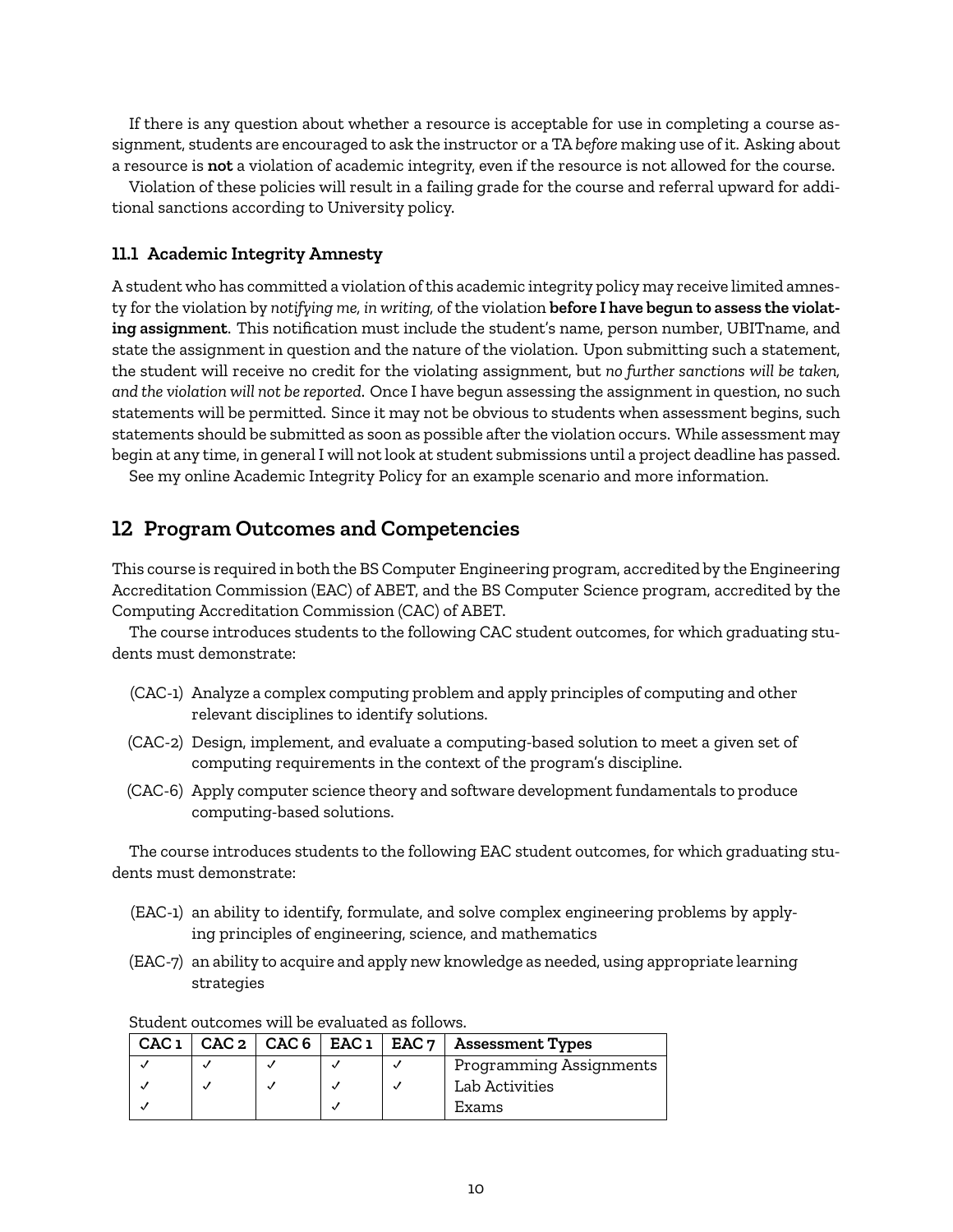If there is any question about whether a resource is acceptable for use in completing a course assignment, students are encouraged to ask the instructor or a TA *before* making use of it. Asking about a resource is **not** a violation of academic integrity, even if the resource is not allowed for the course.

Violation of these policies will result in a failing grade for the course and referral upward for additional sanctions according to University policy.

### 11.1 Academic Integrity Amnesty

A student who has committed a violation of this academic integrity policy may receive limited amnesty for the violation by *notifying me, in writing,* of the violation **before I have begun to assess the violating assignment**. This notification must include the student's name, person number, UBITname, and state the assignment in question and the nature of the violation. Upon submitting such a statement, the student will receive no credit for the violating assignment, but *no further sanctions will be taken, and the violation will not be reported*. Once I have begun assessing the assignment in question, no such statements will be permitted. Since it may not be obvious to students when assessment begins, such statements should be submitted as soon as possible after the violation occurs. While assessment may begin at any time, in general I will not look at student submissions until a project deadline has passed.

See my online Academic Integrity Policy for an example scenario and more information.

## 12 Program Outcomes and Competencies

This course is required in both the BS Computer Engineering program, accredited by the Engineering Accreditation Commission (EAC) of ABET, and the BS Computer Science program, accredited by the Computing Accreditation Commission (CAC) of ABET.

The course introduces students to the following CAC student outcomes, for which graduating students must demonstrate:

- (CAC-1) Analyze a complex computing problem and apply principles of computing and other relevant disciplines to identify solutions.
- (CAC-2) Design, implement, and evaluate a computing-based solution to meet a given set of computing requirements in the context of the program's discipline.
- (CAC-6) Apply computer science theory and software development fundamentals to produce computing-based solutions.

The course introduces students to the following EAC student outcomes, for which graduating students must demonstrate:

- (EAC-1) an ability to identify, formulate, and solve complex engineering problems by applying principles of engineering, science, and mathematics
- (EAC-7) an ability to acquire and apply new knowledge as needed, using appropriate learning strategies

Student outcomes will be evaluated as follows.

| CAC 1 | CAC 2 | CAC 6 | EAC 1 | EAC 7 | Assessment Types |
|---|---|---|---|---|---|
| ✓ | ✓ | ✓ | ✓ | ✓ | Programming Assignments |
| ✓ | ✓ | ✓ | ✓ | ✓ | Lab Activities |
| ✓ | | | ✓ | | Exams |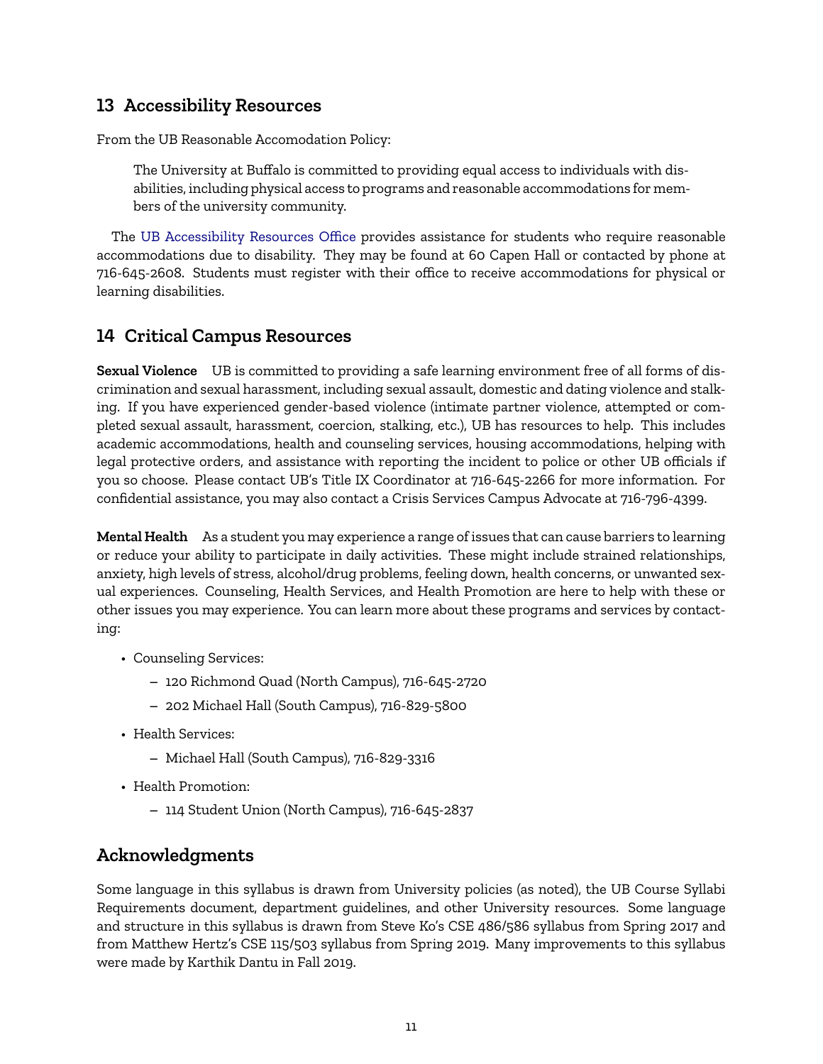## 13 Accessibility Resources

From the UB Reasonable Accomodation Policy:

> The University at Buffalo is committed to providing equal access to individuals with disabilities, including physical access to programs and reasonable accommodations for members of the university community.

The UB Accessibility Resources Office provides assistance for students who require reasonable accommodations due to disability. They may be found at 60 Capen Hall or contacted by phone at 716-645-2608. Students must register with their office to receive accommodations for physical or learning disabilities.

## 14 Critical Campus Resources

**Sexual Violence** UB is committed to providing a safe learning environment free of all forms of discrimination and sexual harassment, including sexual assault, domestic and dating violence and stalking. If you have experienced gender-based violence (intimate partner violence, attempted or completed sexual assault, harassment, coercion, stalking, etc.), UB has resources to help. This includes academic accommodations, health and counseling services, housing accommodations, helping with legal protective orders, and assistance with reporting the incident to police or other UB officials if you so choose. Please contact UB's Title IX Coordinator at 716-645-2266 for more information. For confidential assistance, you may also contact a Crisis Services Campus Advocate at 716-796-4399.

**Mental Health** As a student you may experience a range of issues that can cause barriers to learning or reduce your ability to participate in daily activities. These might include strained relationships, anxiety, high levels of stress, alcohol/drug problems, feeling down, health concerns, or unwanted sexual experiences. Counseling, Health Services, and Health Promotion are here to help with these or other issues you may experience. You can learn more about these programs and services by contacting:

- Counseling Services:
  - 120 Richmond Quad (North Campus), 716-645-2720
  - 202 Michael Hall (South Campus), 716-829-5800
- Health Services:
  - Michael Hall (South Campus), 716-829-3316
- Health Promotion:
  - 114 Student Union (North Campus), 716-645-2837

## Acknowledgments

Some language in this syllabus is drawn from University policies (as noted), the UB Course Syllabi Requirements document, department guidelines, and other University resources. Some language and structure in this syllabus is drawn from Steve Ko's CSE 486/586 syllabus from Spring 2017 and from Matthew Hertz's CSE 115/503 syllabus from Spring 2019. Many improvements to this syllabus were made by Karthik Dantu in Fall 2019.